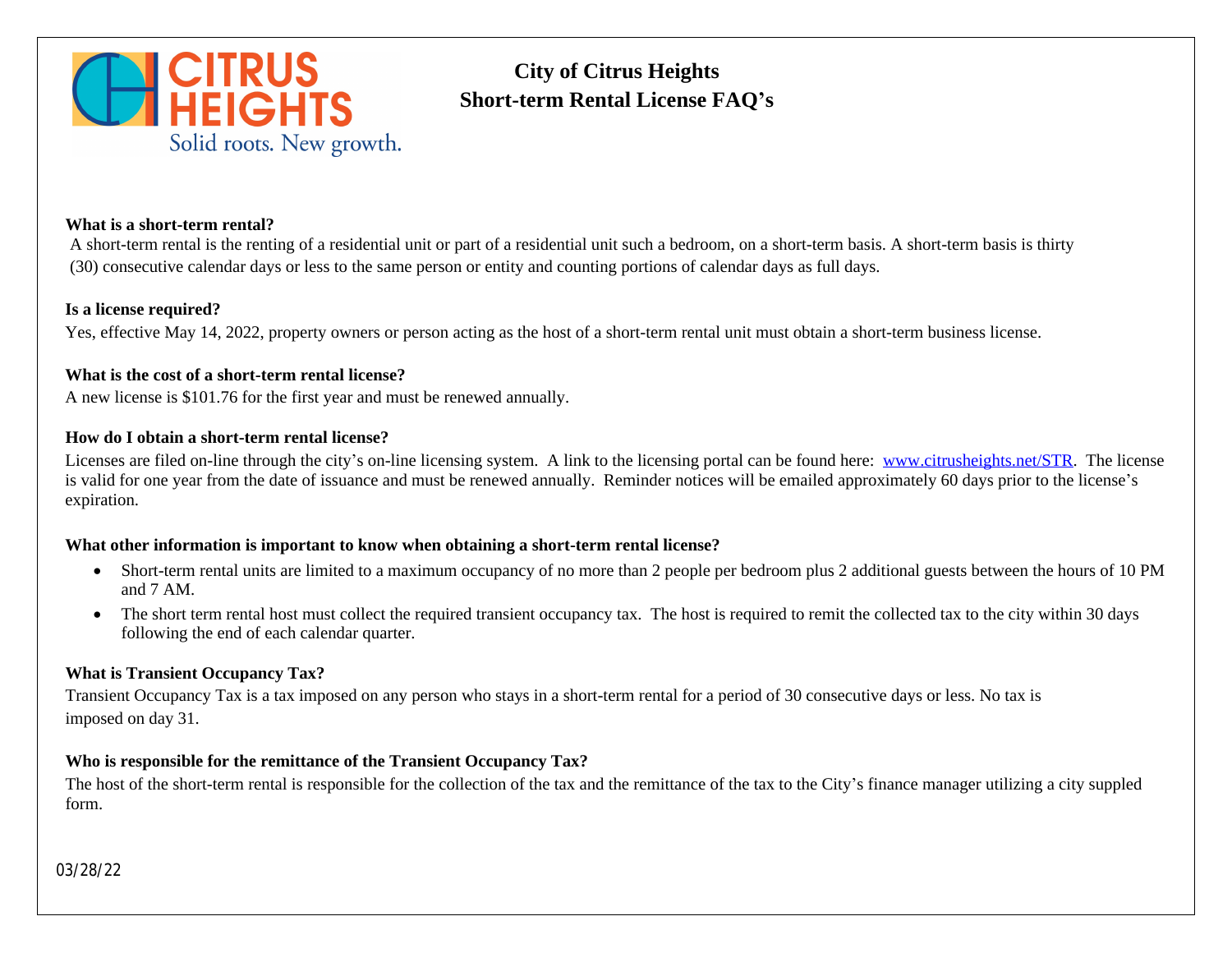CITRUS HEIGHTS
Solid roots. New growth.

# City of Citrus Heights
# Short-term Rental License FAQ's

**What is a short-term rental?**

A short-term rental is the renting of a residential unit or part of a residential unit such a bedroom, on a short-term basis. A short-term basis is thirty (30) consecutive calendar days or less to the same person or entity and counting portions of calendar days as full days.

**Is a license required?**

Yes, effective May 14, 2022, property owners or person acting as the host of a short-term rental unit must obtain a short-term business license.

**What is the cost of a short-term rental license?**

A new license is $101.76 for the first year and must be renewed annually.

**How do I obtain a short-term rental license?**

Licenses are filed on-line through the city's on-line licensing system. A link to the licensing portal can be found here: [www.citrusheights.net/STR](www.citrusheights.net/STR). The license is valid for one year from the date of issuance and must be renewed annually. Reminder notices will be emailed approximately 60 days prior to the license's expiration.

**What other information is important to know when obtaining a short-term rental license?**

- Short-term rental units are limited to a maximum occupancy of no more than 2 people per bedroom plus 2 additional guests between the hours of 10 PM and 7 AM.
- The short term rental host must collect the required transient occupancy tax. The host is required to remit the collected tax to the city within 30 days following the end of each calendar quarter.

**What is Transient Occupancy Tax?**

Transient Occupancy Tax is a tax imposed on any person who stays in a short-term rental for a period of 30 consecutive days or less. No tax is imposed on day 31.

**Who is responsible for the remittance of the Transient Occupancy Tax?**

The host of the short-term rental is responsible for the collection of the tax and the remittance of the tax to the City's finance manager utilizing a city suppled form.

03/28/22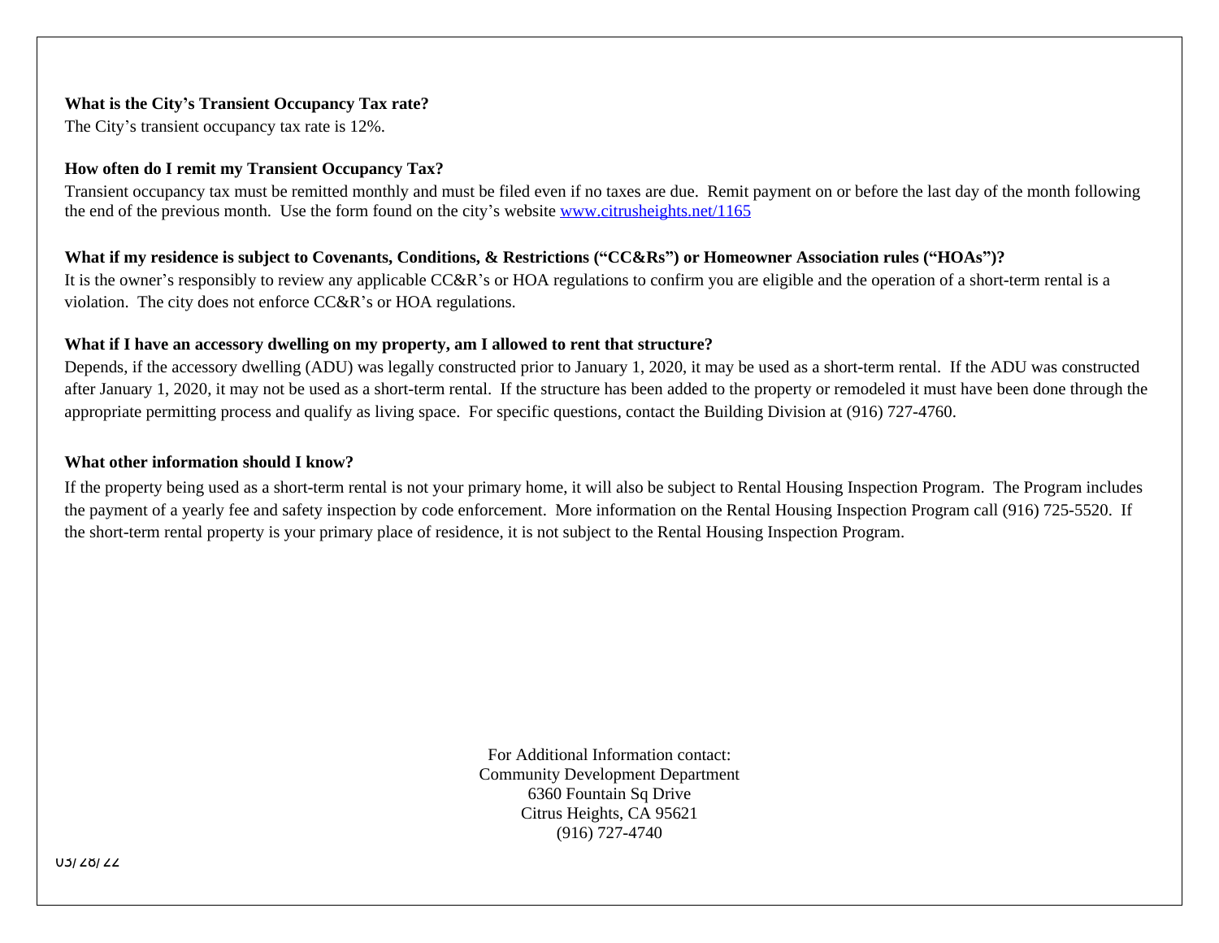**What is the City's Transient Occupancy Tax rate?**

The City's transient occupancy tax rate is 12%.

**How often do I remit my Transient Occupancy Tax?**

Transient occupancy tax must be remitted monthly and must be filed even if no taxes are due. Remit payment on or before the last day of the month following the end of the previous month. Use the form found on the city's website [www.citrusheights.net/1165](www.citrusheights.net/1165)

**What if my residence is subject to Covenants, Conditions, & Restrictions ("CC&Rs") or Homeowner Association rules ("HOAs")?**

It is the owner's responsibly to review any applicable CC&R's or HOA regulations to confirm you are eligible and the operation of a short-term rental is a violation. The city does not enforce CC&R's or HOA regulations.

**What if I have an accessory dwelling on my property, am I allowed to rent that structure?**

Depends, if the accessory dwelling (ADU) was legally constructed prior to January 1, 2020, it may be used as a short-term rental. If the ADU was constructed after January 1, 2020, it may not be used as a short-term rental. If the structure has been added to the property or remodeled it must have been done through the appropriate permitting process and qualify as living space. For specific questions, contact the Building Division at (916) 727-4760.

**What other information should I know?**

If the property being used as a short-term rental is not your primary home, it will also be subject to Rental Housing Inspection Program. The Program includes the payment of a yearly fee and safety inspection by code enforcement. More information on the Rental Housing Inspection Program call (916) 725-5520. If the short-term rental property is your primary place of residence, it is not subject to the Rental Housing Inspection Program.

For Additional Information contact:
Community Development Department
6360 Fountain Sq Drive
Citrus Heights, CA 95621
(916) 727-4740

03/28/22